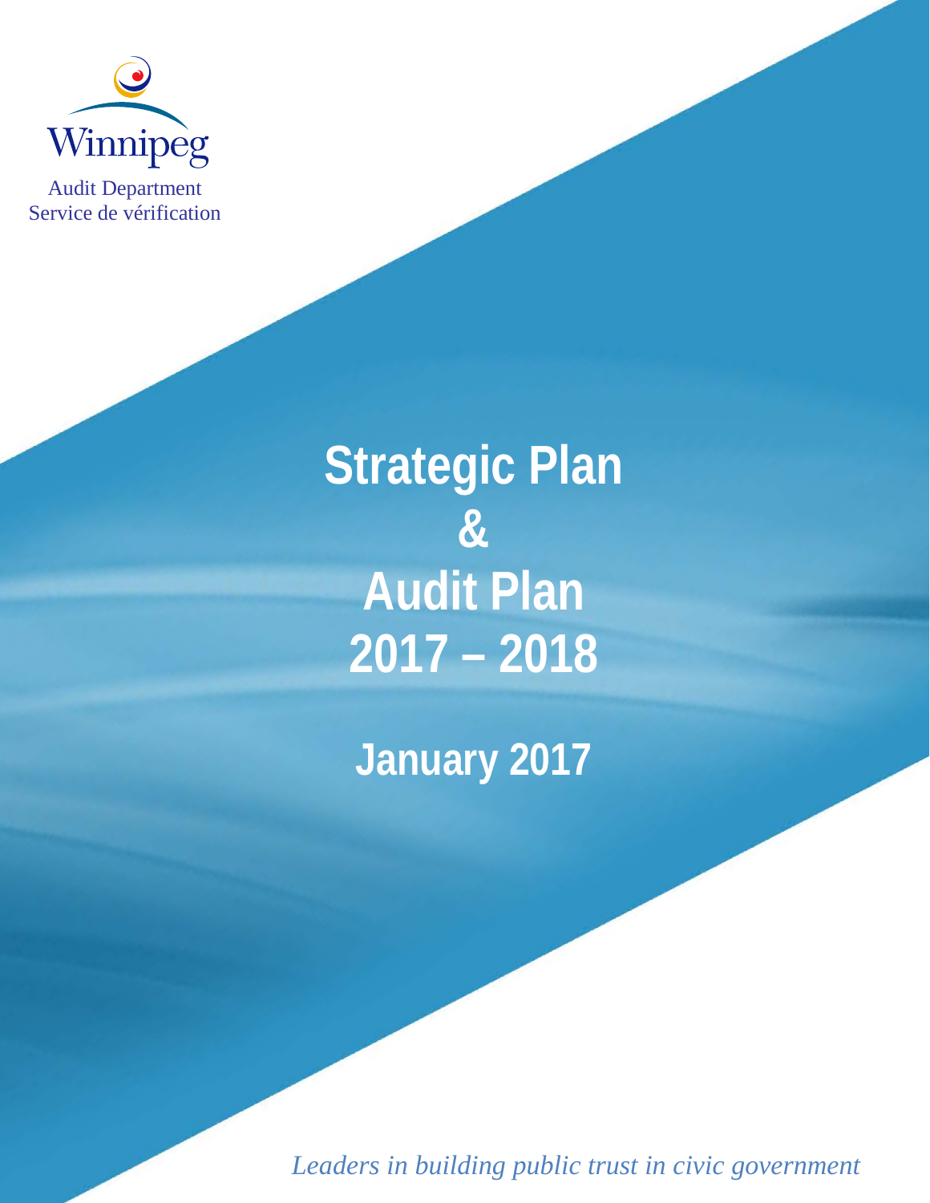Winnipeg

Audit Department
Service de vérification

# Strategic Plan & Audit Plan 2017 – 2018

## January 2017

*Leaders in building public trust in civic government*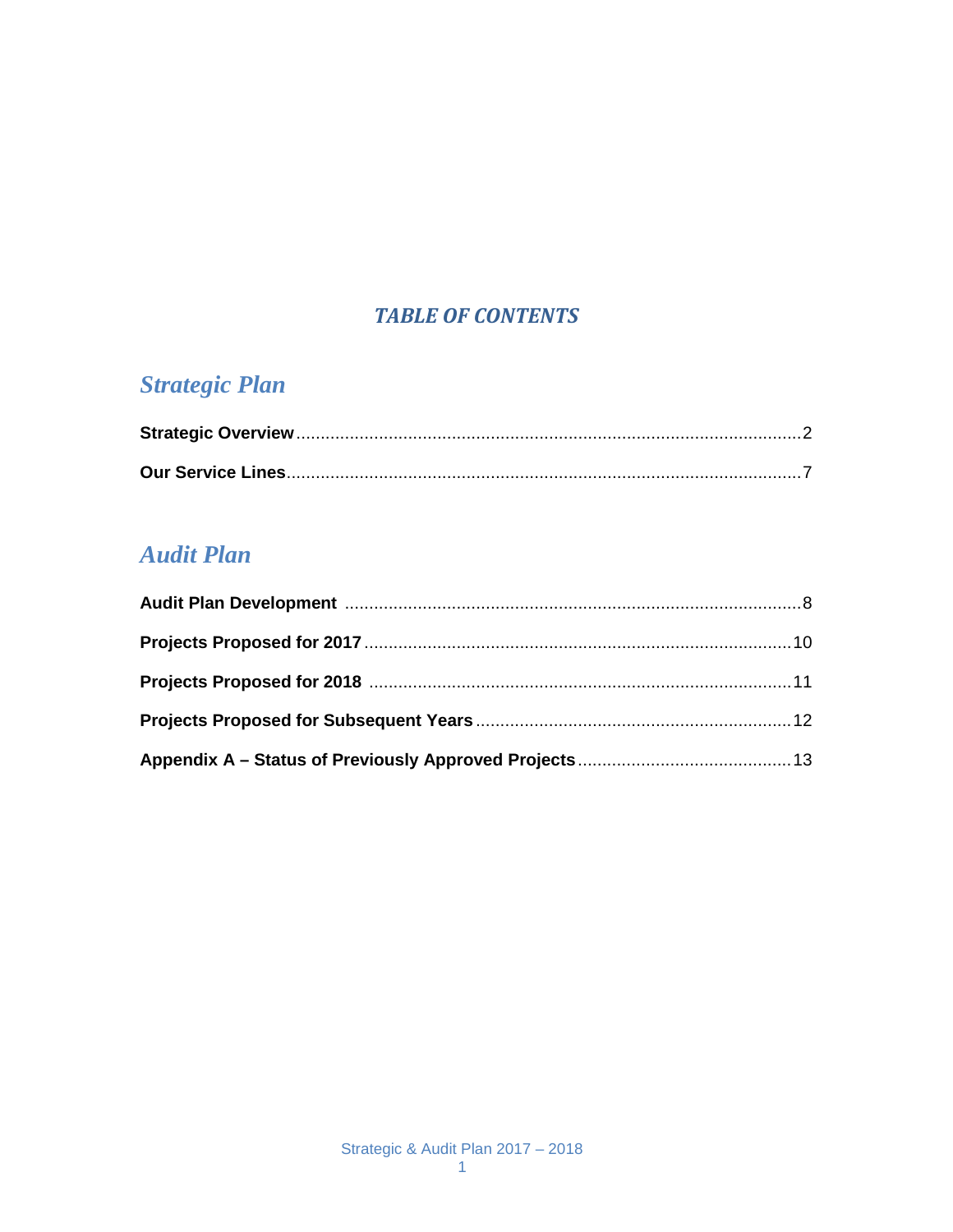# *TABLE OF CONTENTS*

## *Strategic Plan*

**Strategic Overview** ........................................................ 2

**Our Service Lines** ........................................................ 7

## *Audit Plan*

**Audit Plan Development** ........................................................ 8

**Projects Proposed for 2017** ........................................................ 10

**Projects Proposed for 2018** ........................................................ 11

**Projects Proposed for Subsequent Years** ........................................................ 12

**Appendix A – Status of Previously Approved Projects** ........................................................ 13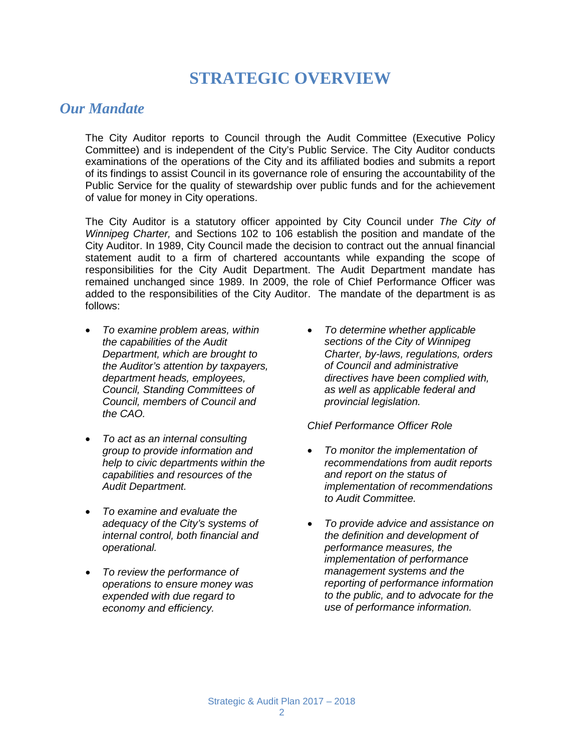# STRATEGIC OVERVIEW

## *Our Mandate*

The City Auditor reports to Council through the Audit Committee (Executive Policy Committee) and is independent of the City's Public Service. The City Auditor conducts examinations of the operations of the City and its affiliated bodies and submits a report of its findings to assist Council in its governance role of ensuring the accountability of the Public Service for the quality of stewardship over public funds and for the achievement of value for money in City operations.

The City Auditor is a statutory officer appointed by City Council under *The City of Winnipeg Charter,* and Sections 102 to 106 establish the position and mandate of the City Auditor. In 1989, City Council made the decision to contract out the annual financial statement audit to a firm of chartered accountants while expanding the scope of responsibilities for the City Audit Department. The Audit Department mandate has remained unchanged since 1989. In 2009, the role of Chief Performance Officer was added to the responsibilities of the City Auditor. The mandate of the department is as follows:

- *To examine problem areas, within the capabilities of the Audit Department, which are brought to the Auditor's attention by taxpayers, department heads, employees, Council, Standing Committees of Council, members of Council and the CAO.*
- *To act as an internal consulting group to provide information and help to civic departments within the capabilities and resources of the Audit Department.*
- *To examine and evaluate the adequacy of the City's systems of internal control, both financial and operational.*
- *To review the performance of operations to ensure money was expended with due regard to economy and efficiency.*
- *To determine whether applicable sections of the City of Winnipeg Charter, by-laws, regulations, orders of Council and administrative directives have been complied with, as well as applicable federal and provincial legislation.*

*Chief Performance Officer Role*

- *To monitor the implementation of recommendations from audit reports and report on the status of implementation of recommendations to Audit Committee.*
- *To provide advice and assistance on the definition and development of performance measures, the implementation of performance management systems and the reporting of performance information to the public, and to advocate for the use of performance information.*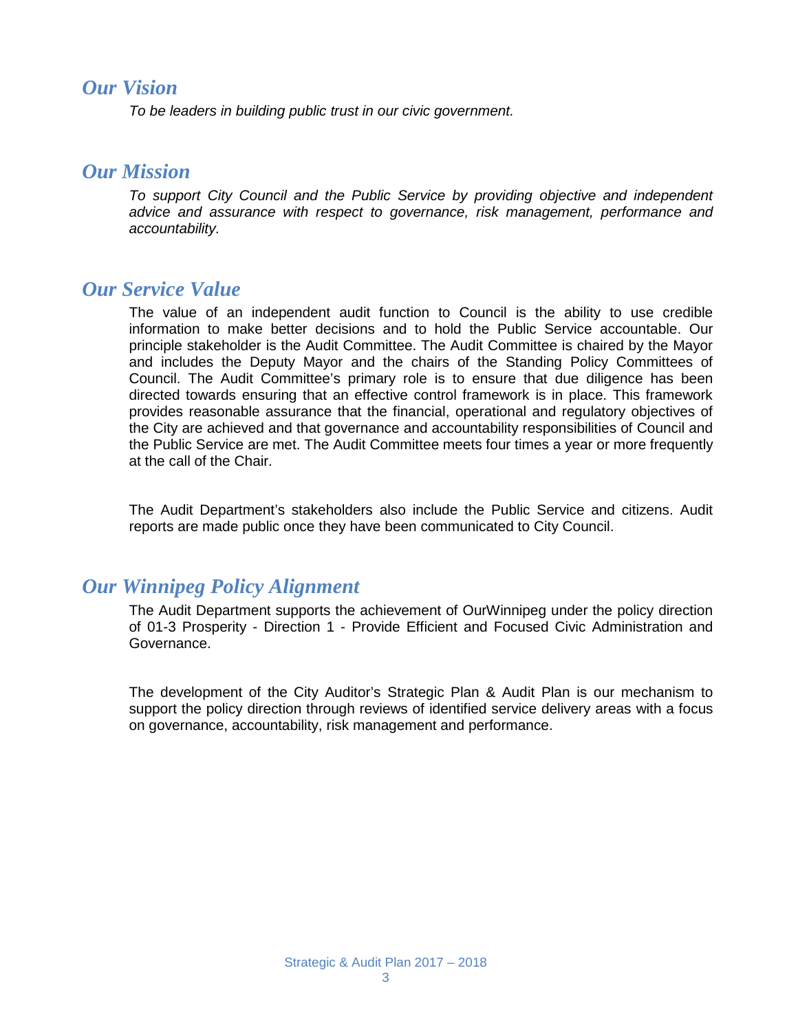## *Our Vision*

*To be leaders in building public trust in our civic government.*

## *Our Mission*

*To support City Council and the Public Service by providing objective and independent advice and assurance with respect to governance, risk management, performance and accountability.*

## *Our Service Value*

The value of an independent audit function to Council is the ability to use credible information to make better decisions and to hold the Public Service accountable. Our principle stakeholder is the Audit Committee. The Audit Committee is chaired by the Mayor and includes the Deputy Mayor and the chairs of the Standing Policy Committees of Council. The Audit Committee's primary role is to ensure that due diligence has been directed towards ensuring that an effective control framework is in place. This framework provides reasonable assurance that the financial, operational and regulatory objectives of the City are achieved and that governance and accountability responsibilities of Council and the Public Service are met. The Audit Committee meets four times a year or more frequently at the call of the Chair.

The Audit Department's stakeholders also include the Public Service and citizens. Audit reports are made public once they have been communicated to City Council.

## *Our Winnipeg Policy Alignment*

The Audit Department supports the achievement of OurWinnipeg under the policy direction of 01-3 Prosperity - Direction 1 - Provide Efficient and Focused Civic Administration and Governance.

The development of the City Auditor's Strategic Plan & Audit Plan is our mechanism to support the policy direction through reviews of identified service delivery areas with a focus on governance, accountability, risk management and performance.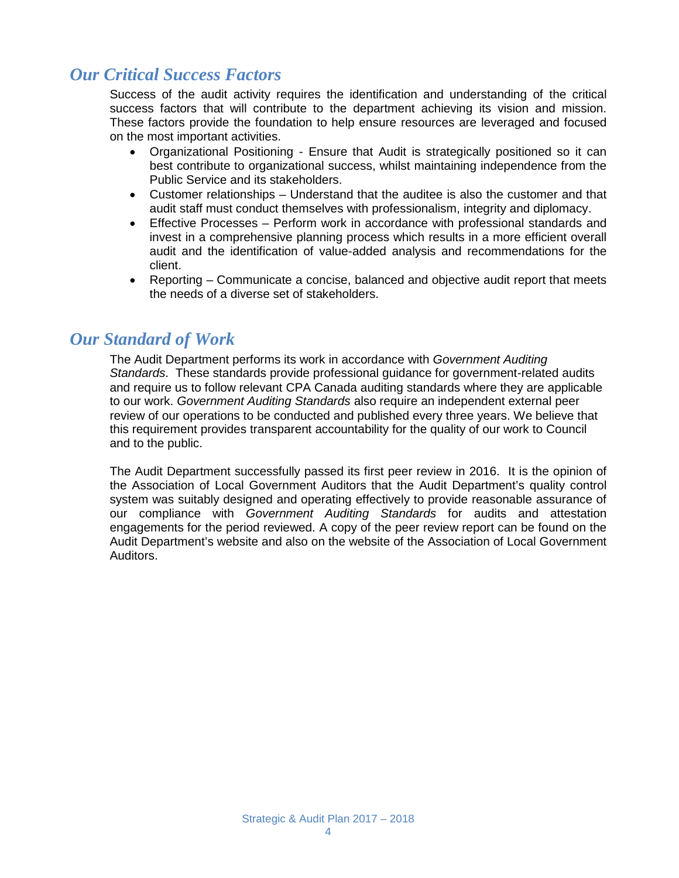## *Our Critical Success Factors*

Success of the audit activity requires the identification and understanding of the critical success factors that will contribute to the department achieving its vision and mission. These factors provide the foundation to help ensure resources are leveraged and focused on the most important activities.

- Organizational Positioning - Ensure that Audit is strategically positioned so it can best contribute to organizational success, whilst maintaining independence from the Public Service and its stakeholders.
- Customer relationships – Understand that the auditee is also the customer and that audit staff must conduct themselves with professionalism, integrity and diplomacy.
- Effective Processes – Perform work in accordance with professional standards and invest in a comprehensive planning process which results in a more efficient overall audit and the identification of value-added analysis and recommendations for the client.
- Reporting – Communicate a concise, balanced and objective audit report that meets the needs of a diverse set of stakeholders.

## *Our Standard of Work*

The Audit Department performs its work in accordance with *Government Auditing Standards*. These standards provide professional guidance for government-related audits and require us to follow relevant CPA Canada auditing standards where they are applicable to our work. *Government Auditing Standards* also require an independent external peer review of our operations to be conducted and published every three years. We believe that this requirement provides transparent accountability for the quality of our work to Council and to the public.

The Audit Department successfully passed its first peer review in 2016. It is the opinion of the Association of Local Government Auditors that the Audit Department's quality control system was suitably designed and operating effectively to provide reasonable assurance of our compliance with *Government Auditing Standards* for audits and attestation engagements for the period reviewed. A copy of the peer review report can be found on the Audit Department's website and also on the website of the Association of Local Government Auditors.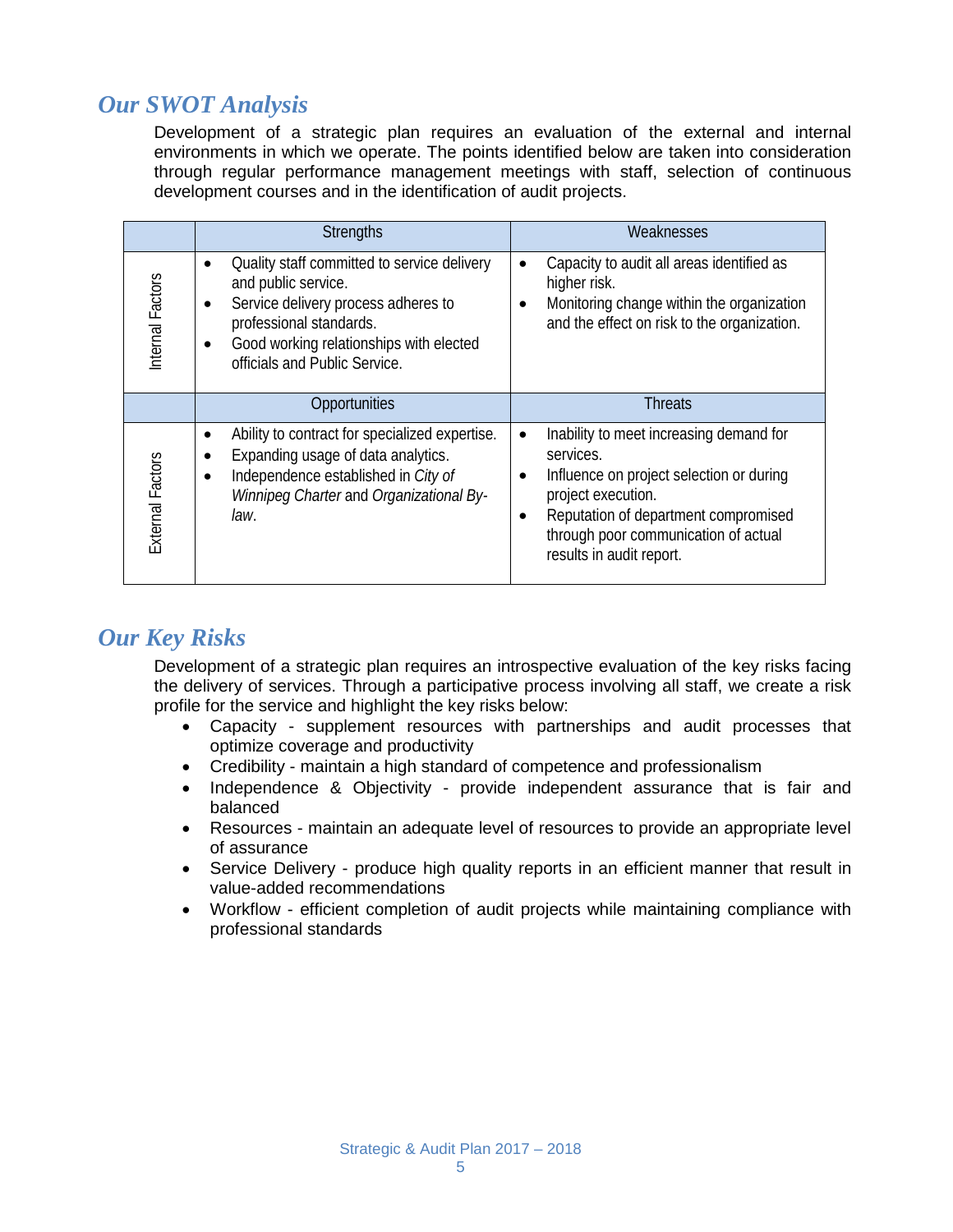## *Our SWOT Analysis*

Development of a strategic plan requires an evaluation of the external and internal environments in which we operate. The points identified below are taken into consideration through regular performance management meetings with staff, selection of continuous development courses and in the identification of audit projects.

| | Strengths | Weaknesses |
|---|---|---|
| Internal Factors | • Quality staff committed to service delivery and public service.<br>• Service delivery process adheres to professional standards.<br>• Good working relationships with elected officials and Public Service. | • Capacity to audit all areas identified as higher risk.<br>• Monitoring change within the organization and the effect on risk to the organization. |
| | **Opportunities** | **Threats** |
| External Factors | • Ability to contract for specialized expertise.<br>• Expanding usage of data analytics.<br>• Independence established in *City of Winnipeg Charter* and *Organizational By-law*. | • Inability to meet increasing demand for services.<br>• Influence on project selection or during project execution.<br>• Reputation of department compromised through poor communication of actual results in audit report. |

## *Our Key Risks*

Development of a strategic plan requires an introspective evaluation of the key risks facing the delivery of services. Through a participative process involving all staff, we create a risk profile for the service and highlight the key risks below:

- Capacity - supplement resources with partnerships and audit processes that optimize coverage and productivity
- Credibility - maintain a high standard of competence and professionalism
- Independence & Objectivity - provide independent assurance that is fair and balanced
- Resources - maintain an adequate level of resources to provide an appropriate level of assurance
- Service Delivery - produce high quality reports in an efficient manner that result in value-added recommendations
- Workflow - efficient completion of audit projects while maintaining compliance with professional standards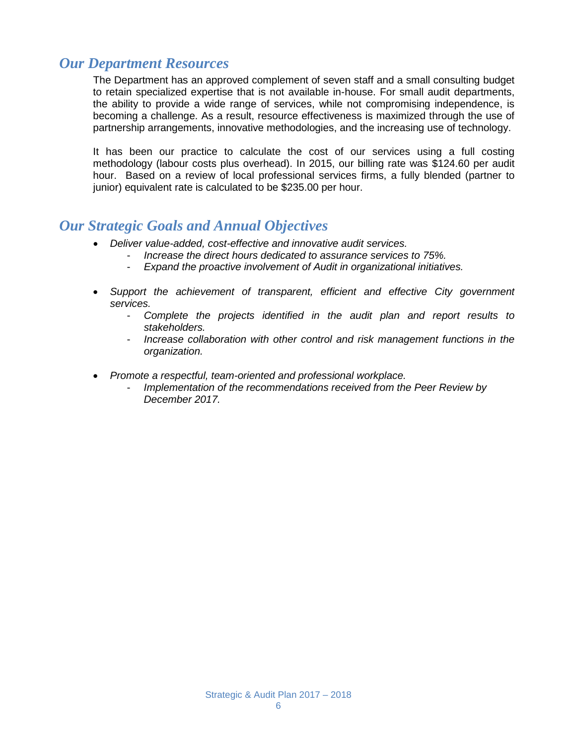## Our Department Resources

The Department has an approved complement of seven staff and a small consulting budget to retain specialized expertise that is not available in-house. For small audit departments, the ability to provide a wide range of services, while not compromising independence, is becoming a challenge. As a result, resource effectiveness is maximized through the use of partnership arrangements, innovative methodologies, and the increasing use of technology.

It has been our practice to calculate the cost of our services using a full costing methodology (labour costs plus overhead). In 2015, our billing rate was $124.60 per audit hour. Based on a review of local professional services firms, a fully blended (partner to junior) equivalent rate is calculated to be $235.00 per hour.

## Our Strategic Goals and Annual Objectives

- *Deliver value-added, cost-effective and innovative audit services.*
  - *Increase the direct hours dedicated to assurance services to 75%.*
  - *Expand the proactive involvement of Audit in organizational initiatives.*

- *Support the achievement of transparent, efficient and effective City government services.*
  - *Complete the projects identified in the audit plan and report results to stakeholders.*
  - *Increase collaboration with other control and risk management functions in the organization.*

- *Promote a respectful, team-oriented and professional workplace.*
  - *Implementation of the recommendations received from the Peer Review by December 2017.*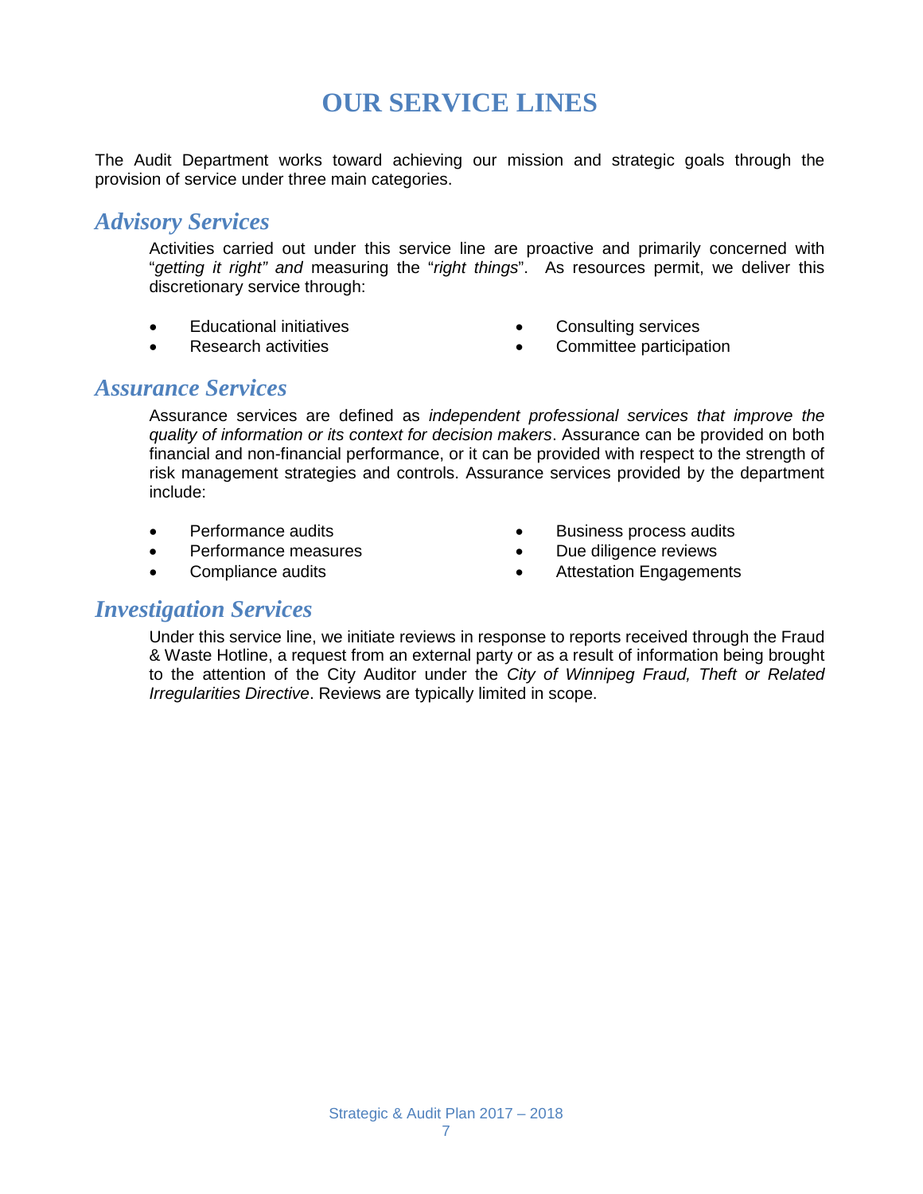# OUR SERVICE LINES

The Audit Department works toward achieving our mission and strategic goals through the provision of service under three main categories.

## *Advisory Services*

Activities carried out under this service line are proactive and primarily concerned with "*getting it right" and* measuring the "*right things*". As resources permit, we deliver this discretionary service through:

- Educational initiatives
- Research activities
- Consulting services
- Committee participation

## *Assurance Services*

Assurance services are defined as *independent professional services that improve the quality of information or its context for decision makers*. Assurance can be provided on both financial and non-financial performance, or it can be provided with respect to the strength of risk management strategies and controls. Assurance services provided by the department include:

- Performance audits
- Performance measures
- Compliance audits
- Business process audits
- Due diligence reviews
- Attestation Engagements

## *Investigation Services*

Under this service line, we initiate reviews in response to reports received through the Fraud & Waste Hotline, a request from an external party or as a result of information being brought to the attention of the City Auditor under the *City of Winnipeg Fraud, Theft or Related Irregularities Directive*. Reviews are typically limited in scope.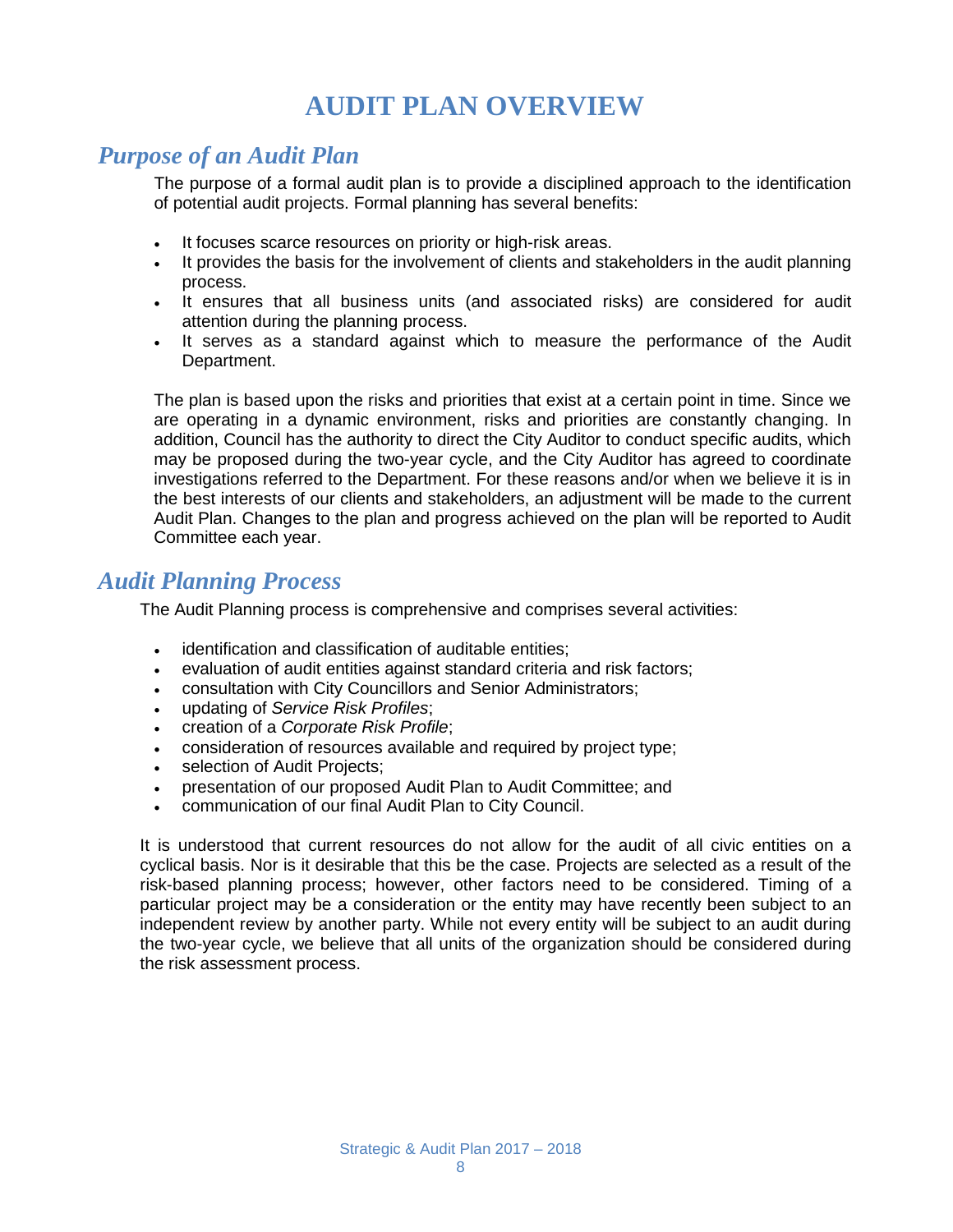# AUDIT PLAN OVERVIEW

## *Purpose of an Audit Plan*

The purpose of a formal audit plan is to provide a disciplined approach to the identification of potential audit projects. Formal planning has several benefits:

- It focuses scarce resources on priority or high-risk areas.
- It provides the basis for the involvement of clients and stakeholders in the audit planning process.
- It ensures that all business units (and associated risks) are considered for audit attention during the planning process.
- It serves as a standard against which to measure the performance of the Audit Department.

The plan is based upon the risks and priorities that exist at a certain point in time. Since we are operating in a dynamic environment, risks and priorities are constantly changing. In addition, Council has the authority to direct the City Auditor to conduct specific audits, which may be proposed during the two-year cycle, and the City Auditor has agreed to coordinate investigations referred to the Department. For these reasons and/or when we believe it is in the best interests of our clients and stakeholders, an adjustment will be made to the current Audit Plan. Changes to the plan and progress achieved on the plan will be reported to Audit Committee each year.

## *Audit Planning Process*

The Audit Planning process is comprehensive and comprises several activities:

- identification and classification of auditable entities;
- evaluation of audit entities against standard criteria and risk factors;
- consultation with City Councillors and Senior Administrators;
- updating of *Service Risk Profiles*;
- creation of a *Corporate Risk Profile*;
- consideration of resources available and required by project type;
- selection of Audit Projects;
- presentation of our proposed Audit Plan to Audit Committee; and
- communication of our final Audit Plan to City Council.

It is understood that current resources do not allow for the audit of all civic entities on a cyclical basis. Nor is it desirable that this be the case. Projects are selected as a result of the risk-based planning process; however, other factors need to be considered. Timing of a particular project may be a consideration or the entity may have recently been subject to an independent review by another party. While not every entity will be subject to an audit during the two-year cycle, we believe that all units of the organization should be considered during the risk assessment process.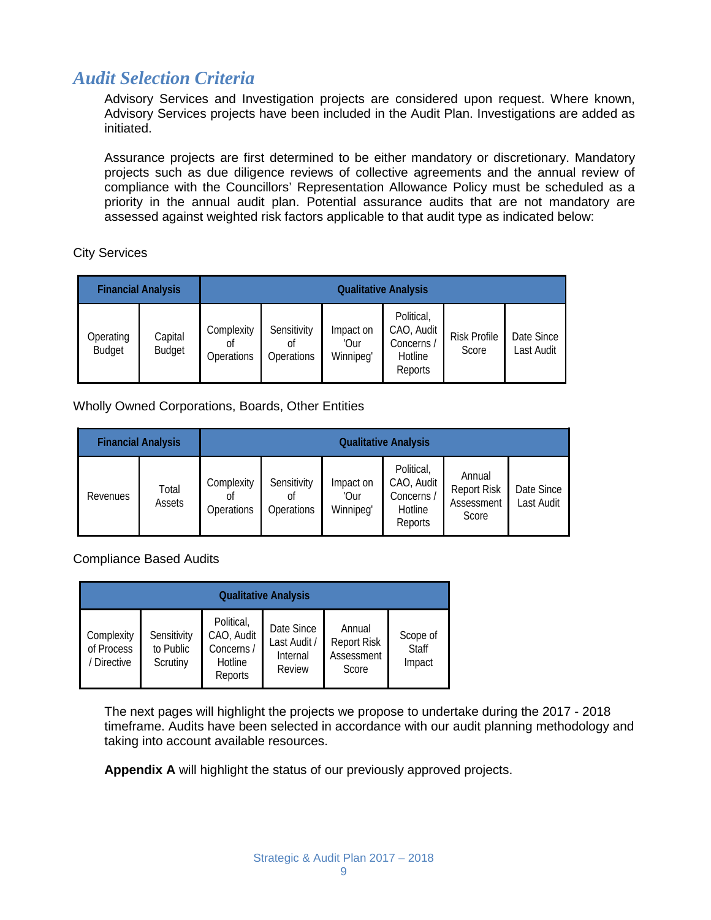## *Audit Selection Criteria*

Advisory Services and Investigation projects are considered upon request. Where known, Advisory Services projects have been included in the Audit Plan. Investigations are added as initiated.

Assurance projects are first determined to be either mandatory or discretionary. Mandatory projects such as due diligence reviews of collective agreements and the annual review of compliance with the Councillors' Representation Allowance Policy must be scheduled as a priority in the annual audit plan. Potential assurance audits that are not mandatory are assessed against weighted risk factors applicable to that audit type as indicated below:

City Services

| Financial Analysis | | Qualitative Analysis | | | | | |
|---|---|---|---|---|---|---|---|
| Operating Budget | Capital Budget | Complexity of Operations | Sensitivity of Operations | Impact on 'Our Winnipeg' | Political, CAO, Audit Concerns / Hotline Reports | Risk Profile Score | Date Since Last Audit |

Wholly Owned Corporations, Boards, Other Entities

| Financial Analysis | | Qualitative Analysis | | | | | |
|---|---|---|---|---|---|---|---|
| Revenues | Total Assets | Complexity of Operations | Sensitivity of Operations | Impact on 'Our Winnipeg' | Political, CAO, Audit Concerns / Hotline Reports | Annual Report Risk Assessment Score | Date Since Last Audit |

Compliance Based Audits

| Qualitative Analysis | | | | | |
|---|---|---|---|---|---|
| Complexity of Process / Directive | Sensitivity to Public Scrutiny | Political, CAO, Audit Concerns / Hotline Reports | Date Since Last Audit / Internal Review | Annual Report Risk Assessment Score | Scope of Staff Impact |

The next pages will highlight the projects we propose to undertake during the 2017 - 2018 timeframe. Audits have been selected in accordance with our audit planning methodology and taking into account available resources.

**Appendix A** will highlight the status of our previously approved projects.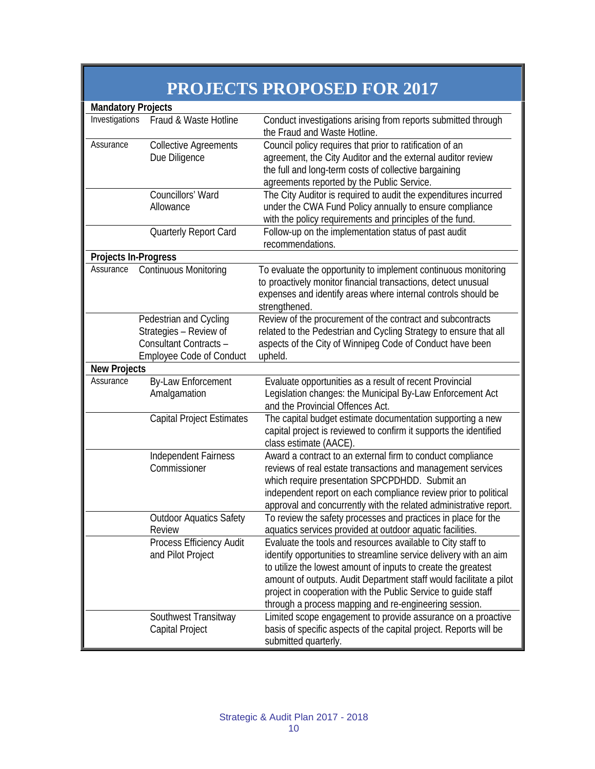# PROJECTS PROPOSED FOR 2017

| Category | Project | Description |
|---|---|---|
| **Mandatory Projects** | | |
| Investigations | Fraud & Waste Hotline | Conduct investigations arising from reports submitted through the Fraud and Waste Hotline. |
| Assurance | Collective Agreements Due Diligence | Council policy requires that prior to ratification of an agreement, the City Auditor and the external auditor review the full and long-term costs of collective bargaining agreements reported by the Public Service. |
| | Councillors' Ward Allowance | The City Auditor is required to audit the expenditures incurred under the CWA Fund Policy annually to ensure compliance with the policy requirements and principles of the fund. |
| | Quarterly Report Card | Follow-up on the implementation status of past audit recommendations. |
| **Projects In-Progress** | | |
| Assurance | Continuous Monitoring | To evaluate the opportunity to implement continuous monitoring to proactively monitor financial transactions, detect unusual expenses and identify areas where internal controls should be strengthened. |
| | Pedestrian and Cycling Strategies – Review of Consultant Contracts – Employee Code of Conduct | Review of the procurement of the contract and subcontracts related to the Pedestrian and Cycling Strategy to ensure that all aspects of the City of Winnipeg Code of Conduct have been upheld. |
| **New Projects** | | |
| Assurance | By-Law Enforcement Amalgamation | Evaluate opportunities as a result of recent Provincial Legislation changes: the Municipal By-Law Enforcement Act and the Provincial Offences Act. |
| | Capital Project Estimates | The capital budget estimate documentation supporting a new capital project is reviewed to confirm it supports the identified class estimate (AACE). |
| | Independent Fairness Commissioner | Award a contract to an external firm to conduct compliance reviews of real estate transactions and management services which require presentation SPCPDHDD. Submit an independent report on each compliance review prior to political approval and concurrently with the related administrative report. |
| | Outdoor Aquatics Safety Review | To review the safety processes and practices in place for the aquatics services provided at outdoor aquatic facilities. |
| | Process Efficiency Audit and Pilot Project | Evaluate the tools and resources available to City staff to identify opportunities to streamline service delivery with an aim to utilize the lowest amount of inputs to create the greatest amount of outputs. Audit Department staff would facilitate a pilot project in cooperation with the Public Service to guide staff through a process mapping and re-engineering session. |
| | Southwest Transitway Capital Project | Limited scope engagement to provide assurance on a proactive basis of specific aspects of the capital project. Reports will be submitted quarterly. |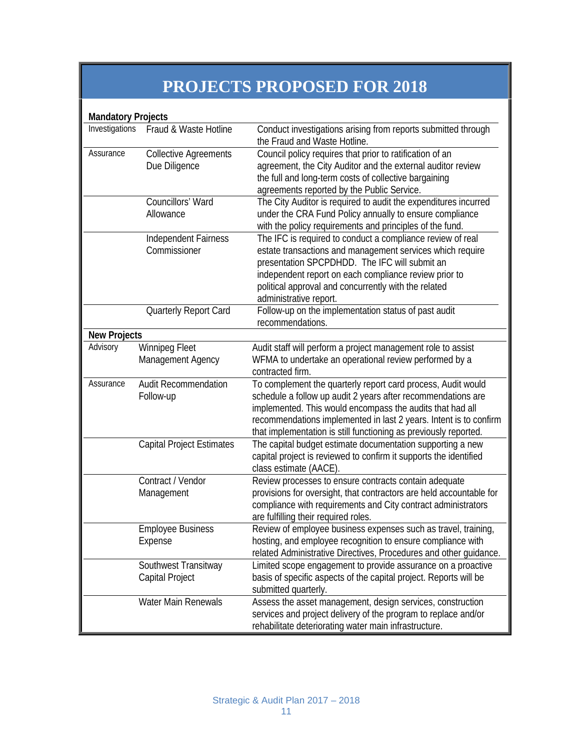# PROJECTS PROPOSED FOR 2018

**Mandatory Projects**

| Type | Project | Description |
|---|---|---|
| Investigations | Fraud & Waste Hotline | Conduct investigations arising from reports submitted through the Fraud and Waste Hotline. |
| Assurance | Collective Agreements Due Diligence | Council policy requires that prior to ratification of an agreement, the City Auditor and the external auditor review the full and long-term costs of collective bargaining agreements reported by the Public Service. |
| | Councillors' Ward Allowance | The City Auditor is required to audit the expenditures incurred under the CRA Fund Policy annually to ensure compliance with the policy requirements and principles of the fund. |
| | Independent Fairness Commissioner | The IFC is required to conduct a compliance review of real estate transactions and management services which require presentation SPCPDHDD. The IFC will submit an independent report on each compliance review prior to political approval and concurrently with the related administrative report. |
| | Quarterly Report Card | Follow-up on the implementation status of past audit recommendations. |

**New Projects**

| Type | Project | Description |
|---|---|---|
| Advisory | Winnipeg Fleet Management Agency | Audit staff will perform a project management role to assist WFMA to undertake an operational review performed by a contracted firm. |
| Assurance | Audit Recommendation Follow-up | To complement the quarterly report card process, Audit would schedule a follow up audit 2 years after recommendations are implemented. This would encompass the audits that had all recommendations implemented in last 2 years. Intent is to confirm that implementation is still functioning as previously reported. |
| | Capital Project Estimates | The capital budget estimate documentation supporting a new capital project is reviewed to confirm it supports the identified class estimate (AACE). |
| | Contract / Vendor Management | Review processes to ensure contracts contain adequate provisions for oversight, that contractors are held accountable for compliance with requirements and City contract administrators are fulfilling their required roles. |
| | Employee Business Expense | Review of employee business expenses such as travel, training, hosting, and employee recognition to ensure compliance with related Administrative Directives, Procedures and other guidance. |
| | Southwest Transitway Capital Project | Limited scope engagement to provide assurance on a proactive basis of specific aspects of the capital project. Reports will be submitted quarterly. |
| | Water Main Renewals | Assess the asset management, design services, construction services and project delivery of the program to replace and/or rehabilitate deteriorating water main infrastructure. |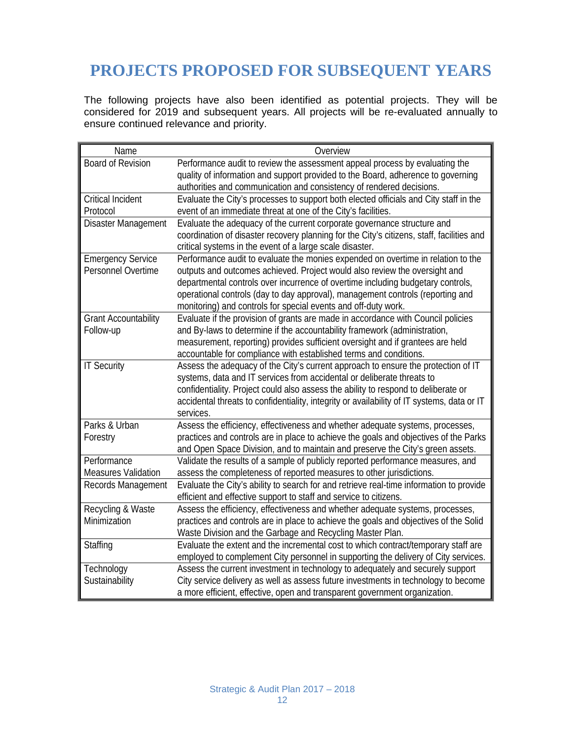# PROJECTS PROPOSED FOR SUBSEQUENT YEARS

The following projects have also been identified as potential projects. They will be considered for 2019 and subsequent years. All projects will be re-evaluated annually to ensure continued relevance and priority.

| Name | Overview |
| --- | --- |
| Board of Revision | Performance audit to review the assessment appeal process by evaluating the quality of information and support provided to the Board, adherence to governing authorities and communication and consistency of rendered decisions. |
| Critical Incident Protocol | Evaluate the City's processes to support both elected officials and City staff in the event of an immediate threat at one of the City's facilities. |
| Disaster Management | Evaluate the adequacy of the current corporate governance structure and coordination of disaster recovery planning for the City's citizens, staff, facilities and critical systems in the event of a large scale disaster. |
| Emergency Service Personnel Overtime | Performance audit to evaluate the monies expended on overtime in relation to the outputs and outcomes achieved. Project would also review the oversight and departmental controls over incurrence of overtime including budgetary controls, operational controls (day to day approval), management controls (reporting and monitoring) and controls for special events and off-duty work. |
| Grant Accountability Follow-up | Evaluate if the provision of grants are made in accordance with Council policies and By-laws to determine if the accountability framework (administration, measurement, reporting) provides sufficient oversight and if grantees are held accountable for compliance with established terms and conditions. |
| IT Security | Assess the adequacy of the City's current approach to ensure the protection of IT systems, data and IT services from accidental or deliberate threats to confidentiality. Project could also assess the ability to respond to deliberate or accidental threats to confidentiality, integrity or availability of IT systems, data or IT services. |
| Parks & Urban Forestry | Assess the efficiency, effectiveness and whether adequate systems, processes, practices and controls are in place to achieve the goals and objectives of the Parks and Open Space Division, and to maintain and preserve the City's green assets. |
| Performance Measures Validation | Validate the results of a sample of publicly reported performance measures, and assess the completeness of reported measures to other jurisdictions. |
| Records Management | Evaluate the City's ability to search for and retrieve real-time information to provide efficient and effective support to staff and service to citizens. |
| Recycling & Waste Minimization | Assess the efficiency, effectiveness and whether adequate systems, processes, practices and controls are in place to achieve the goals and objectives of the Solid Waste Division and the Garbage and Recycling Master Plan. |
| Staffing | Evaluate the extent and the incremental cost to which contract/temporary staff are employed to complement City personnel in supporting the delivery of City services. |
| Technology Sustainability | Assess the current investment in technology to adequately and securely support City service delivery as well as assess future investments in technology to become a more efficient, effective, open and transparent government organization. |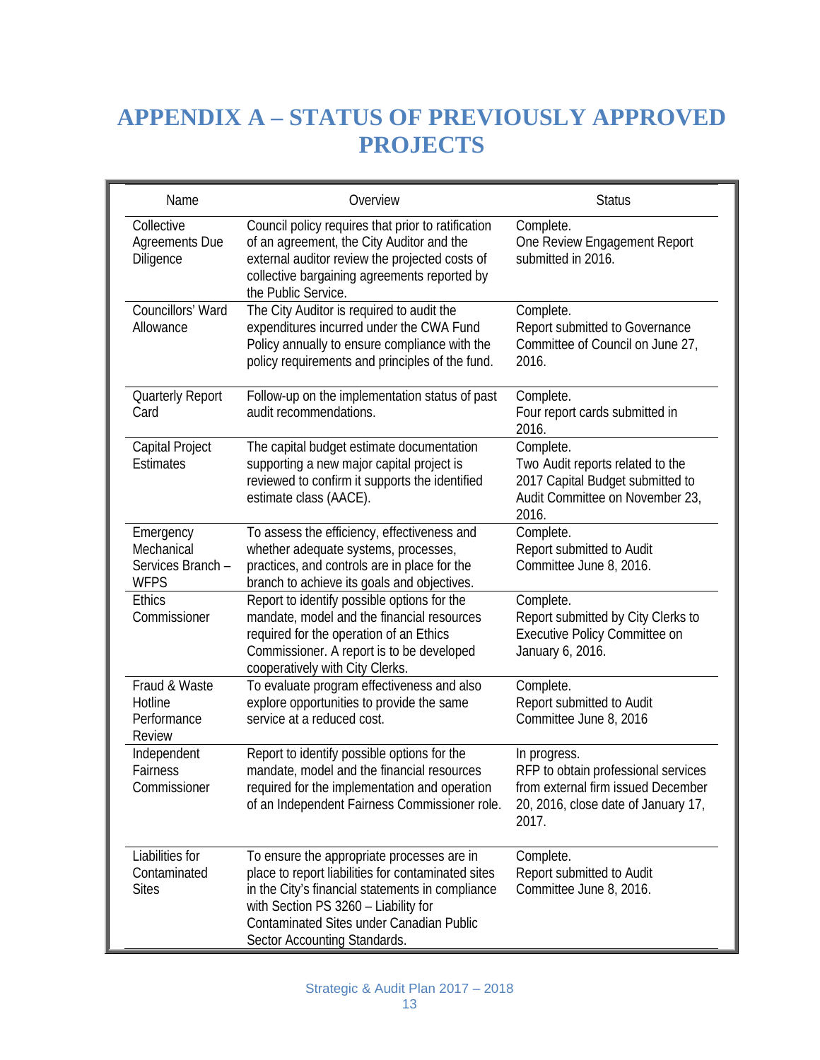# APPENDIX A – STATUS OF PREVIOUSLY APPROVED PROJECTS

| Name | Overview | Status |
|---|---|---|
| Collective Agreements Due Diligence | Council policy requires that prior to ratification of an agreement, the City Auditor and the external auditor review the projected costs of collective bargaining agreements reported by the Public Service. | Complete. One Review Engagement Report submitted in 2016. |
| Councillors' Ward Allowance | The City Auditor is required to audit the expenditures incurred under the CWA Fund Policy annually to ensure compliance with the policy requirements and principles of the fund. | Complete. Report submitted to Governance Committee of Council on June 27, 2016. |
| Quarterly Report Card | Follow-up on the implementation status of past audit recommendations. | Complete. Four report cards submitted in 2016. |
| Capital Project Estimates | The capital budget estimate documentation supporting a new major capital project is reviewed to confirm it supports the identified estimate class (AACE). | Complete. Two Audit reports related to the 2017 Capital Budget submitted to Audit Committee on November 23, 2016. |
| Emergency Mechanical Services Branch – WFPS | To assess the efficiency, effectiveness and whether adequate systems, processes, practices, and controls are in place for the branch to achieve its goals and objectives. | Complete. Report submitted to Audit Committee June 8, 2016. |
| Ethics Commissioner | Report to identify possible options for the mandate, model and the financial resources required for the operation of an Ethics Commissioner. A report is to be developed cooperatively with City Clerks. | Complete. Report submitted by City Clerks to Executive Policy Committee on January 6, 2016. |
| Fraud & Waste Hotline Performance Review | To evaluate program effectiveness and also explore opportunities to provide the same service at a reduced cost. | Complete. Report submitted to Audit Committee June 8, 2016 |
| Independent Fairness Commissioner | Report to identify possible options for the mandate, model and the financial resources required for the implementation and operation of an Independent Fairness Commissioner role. | In progress. RFP to obtain professional services from external firm issued December 20, 2016, close date of January 17, 2017. |
| Liabilities for Contaminated Sites | To ensure the appropriate processes are in place to report liabilities for contaminated sites in the City's financial statements in compliance with Section PS 3260 – Liability for Contaminated Sites under Canadian Public Sector Accounting Standards. | Complete. Report submitted to Audit Committee June 8, 2016. |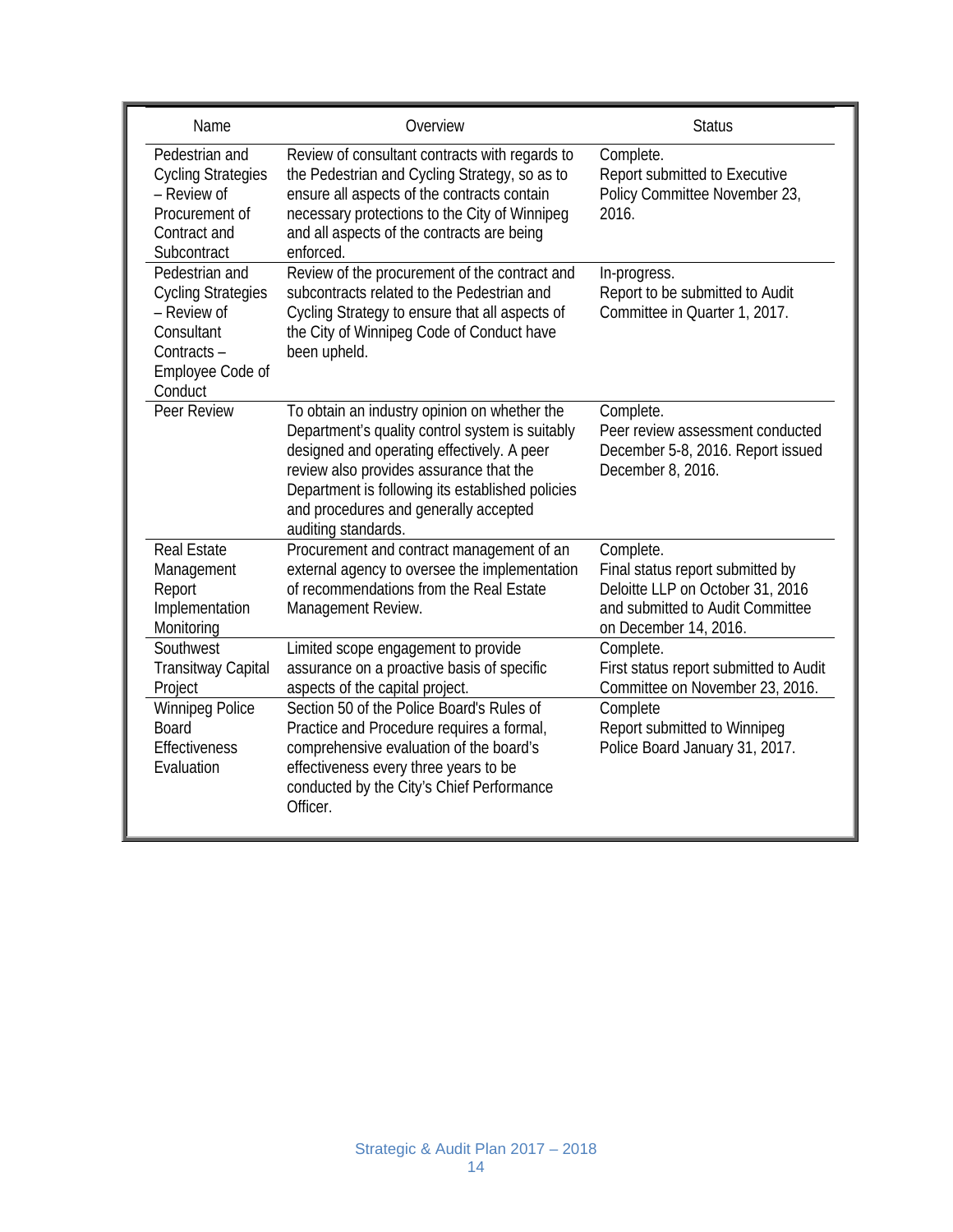| Name | Overview | Status |
| --- | --- | --- |
| Pedestrian and Cycling Strategies – Review of Procurement of Contract and Subcontract | Review of consultant contracts with regards to the Pedestrian and Cycling Strategy, so as to ensure all aspects of the contracts contain necessary protections to the City of Winnipeg and all aspects of the contracts are being enforced. | Complete. Report submitted to Executive Policy Committee November 23, 2016. |
| Pedestrian and Cycling Strategies – Review of Consultant Contracts – Employee Code of Conduct | Review of the procurement of the contract and subcontracts related to the Pedestrian and Cycling Strategy to ensure that all aspects of the City of Winnipeg Code of Conduct have been upheld. | In-progress. Report to be submitted to Audit Committee in Quarter 1, 2017. |
| Peer Review | To obtain an industry opinion on whether the Department's quality control system is suitably designed and operating effectively. A peer review also provides assurance that the Department is following its established policies and procedures and generally accepted auditing standards. | Complete. Peer review assessment conducted December 5-8, 2016. Report issued December 8, 2016. |
| Real Estate Management Report Implementation Monitoring | Procurement and contract management of an external agency to oversee the implementation of recommendations from the Real Estate Management Review. | Complete. Final status report submitted by Deloitte LLP on October 31, 2016 and submitted to Audit Committee on December 14, 2016. |
| Southwest Transitway Capital Project | Limited scope engagement to provide assurance on a proactive basis of specific aspects of the capital project. | Complete. First status report submitted to Audit Committee on November 23, 2016. |
| Winnipeg Police Board Effectiveness Evaluation | Section 50 of the Police Board's Rules of Practice and Procedure requires a formal, comprehensive evaluation of the board's effectiveness every three years to be conducted by the City's Chief Performance Officer. | Complete Report submitted to Winnipeg Police Board January 31, 2017. |